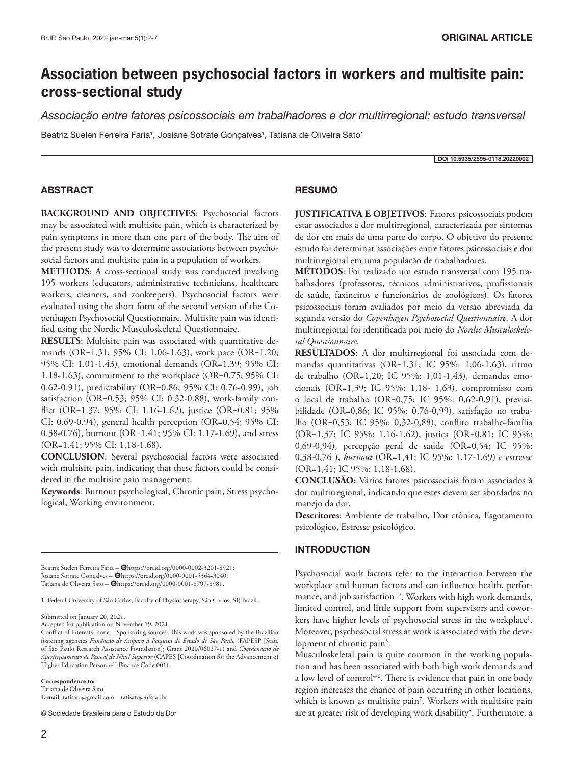ORIGINAL ARTICLE

# Association between psychosocial factors in workers and multisite pain: cross-sectional study

*Associação entre fatores psicossociais em trabalhadores e dor multirregional: estudo transversal*

Beatriz Suelen Ferreira Faria[1], Josiane Sotrate Gonçalves[1], Tatiana de Oliveira Sato[1]

DOI 10.5935/2595-0118.20220002

## ABSTRACT

**BACKGROUND AND OBJECTIVES**: Psychosocial factors may be associated with multisite pain, which is characterized by pain symptoms in more than one part of the body. The aim of the present study was to determine associations between psychosocial factors and multisite pain in a population of workers.

**METHODS**: A cross-sectional study was conducted involving 195 workers (educators, administrative technicians, healthcare workers, cleaners, and zookeepers). Psychosocial factors were evaluated using the short form of the second version of the Copenhagen Psychosocial Questionnaire. Multisite pain was identified using the Nordic Musculoskeletal Questionnaire.

**RESULTS**: Multisite pain was associated with quantitative demands (OR=1.31; 95% CI: 1.06-1.63), work pace (OR=1.20; 95% CI: 1.01-1.43), emotional demands (OR=1.39; 95% CI: 1.18-1.63), commitment to the workplace (OR=0.75; 95% CI: 0.62-0.91), predictability (OR=0.86; 95% CI: 0.76-0.99), job satisfaction (OR=0.53; 95% CI: 0.32-0.88), work-family conflict (OR=1.37; 95% CI: 1.16-1.62), justice (OR=0.81; 95% CI: 0.69-0.94), general health perception (OR=0.54; 95% CI: 0.38-0.76), burnout (OR=1.41; 95% CI: 1.17-1.69), and stress (OR=1.41; 95% CI: 1.18-1.68).

**CONCLUSION**: Several psychosocial factors were associated with multisite pain, indicating that these factors could be considered in the multisite pain management.

**Keywords**: Burnout psychological, Chronic pain, Stress psychological, Working environment.

## RESUMO

**JUSTIFICATIVA E OBJETIVOS**: Fatores psicossociais podem estar associados à dor multirregional, caracterizada por sintomas de dor em mais de uma parte do corpo. O objetivo do presente estudo foi determinar associações entre fatores psicossociais e dor multirregional em uma população de trabalhadores.

**MÉTODOS**: Foi realizado um estudo transversal com 195 trabalhadores (professores, técnicos administrativos, profissionais de saúde, faxineiros e funcionários de zoológicos). Os fatores psicossociais foram avaliados por meio da versão abreviada da segunda versão do *Copenhagen Psychosocial Questionnaire*. A dor multirregional foi identificada por meio do *Nordic Musculoskeletal Questionnaire*.

**RESULTADOS**: A dor multirregional foi associada com demandas quantitativas (OR=1,31; IC 95%: 1,06-1,63), ritmo de trabalho (OR=1,20; IC 95%: 1,01-1,43), demandas emocionais (OR=1,39; IC 95%: 1,18- 1,63), compromisso com o local de trabalho (OR=0,75; IC 95%: 0,62-0,91), previsibilidade (OR=0,86; IC 95%: 0,76-0,99), satisfação no trabalho (OR=0,53; IC 95%: 0,32-0,88), conflito trabalho-família (OR=1,37; IC 95%: 1,16-1,62), justiça (OR=0,81; IC 95%: 0,69-0,94), percepção geral de saúde (OR=0,54; IC 95%: 0,38-0,76 ), *burnout* (OR=1,41; IC 95%: 1,17-1,69) e estresse (OR=1,41; IC 95%: 1,18-1,68).

**CONCLUSÃO:** Vários fatores psicossociais foram associados à dor multirregional, indicando que estes devem ser abordados no manejo da dor.

**Descritores**: Ambiente de trabalho, Dor crônica, Esgotamento psicológico, Estresse psicológico.

## INTRODUCTION

Psychosocial work factors refer to the interaction between the workplace and human factors and can influence health, performance, and job satisfaction[1,2]. Workers with high work demands, limited control, and little support from supervisors and coworkers have higher levels of psychosocial stress in the workplace[1]. Moreover, psychosocial stress at work is associated with the development of chronic pain[3].

Musculoskeletal pain is quite common in the working population and has been associated with both high work demands and a low level of control[4-6]. There is evidence that pain in one body region increases the chance of pain occurring in other locations, which is known as multisite pain[7]. Workers with multisite pain are at greater risk of developing work disability[8]. Furthermore, a

---

Beatriz Suelen Ferreira Faria – https://orcid.org/0000-0002-3201-8921;
Josiane Sotrate Gonçalves – https://orcid.org/0000-0001-5364-3040;
Tatiana de Oliveira Sato – https://orcid.org/0000-0001-8797-8981.

1. Federal University of São Carlos, Faculty of Physiotherapy, São Carlos, SP, Brazil.

Submitted on January 20, 2021.
Accepted for publication on November 19, 2021.
Conflict of interests: none – Sponsoring sources: This work was sponsored by the Brazilian fostering agencies *Fundação de Amparo à Pesquisa do Estado de São Paulo* (FAPESP [State of São Paulo Research Assistance Foundation]; Grant 2020/06027-1) and *Coordenação de Aperfeiçoamento de Pessoal de Nível Superior* (CAPES [Coordination for the Advancement of Higher Education Personnel] Finance Code 001).

**Correspondence to:**
Tatiana de Oliveira Sato
**E-mail**: tatisato@gmail.com tatisato@ufscar.br

© Sociedade Brasileira para o Estudo da Dor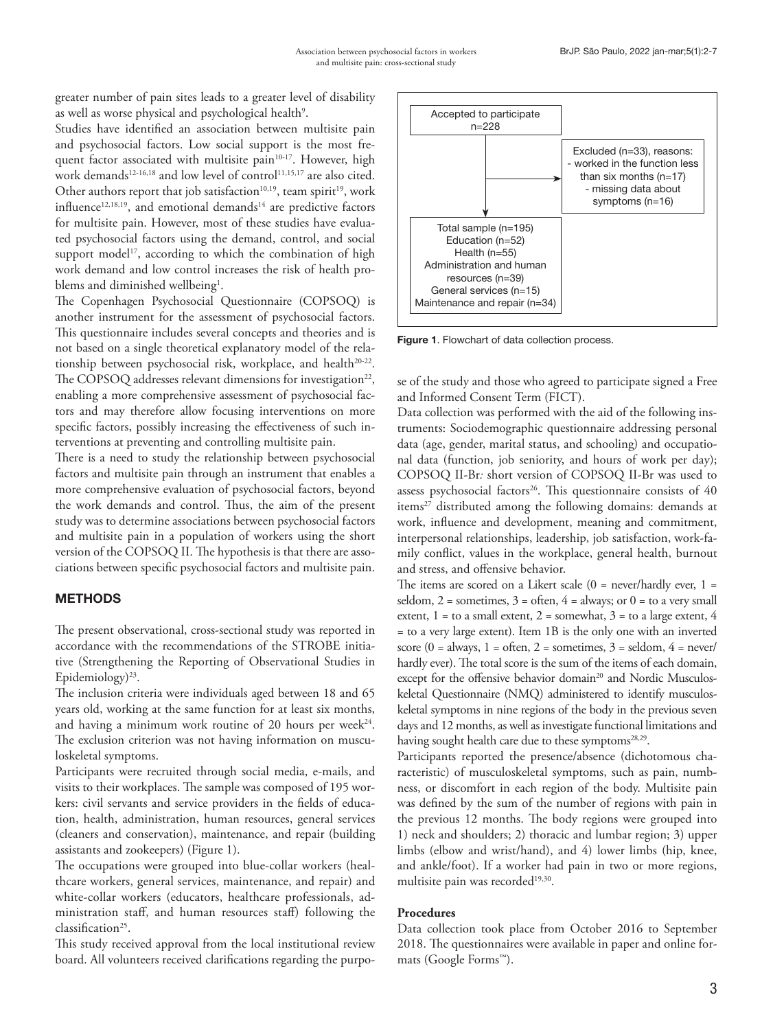greater number of pain sites leads to a greater level of disability as well as worse physical and psychological health[9].

Studies have identified an association between multisite pain and psychosocial factors. Low social support is the most frequent factor associated with multisite pain[10-17]. However, high work demands[12-16,18] and low level of control[11,15,17] are also cited. Other authors report that job satisfaction[10,19], team spirit[19], work influence[12,18,19], and emotional demands[14] are predictive factors for multisite pain. However, most of these studies have evaluated psychosocial factors using the demand, control, and social support model[17], according to which the combination of high work demand and low control increases the risk of health problems and diminished wellbeing[1].

The Copenhagen Psychosocial Questionnaire (COPSOQ) is another instrument for the assessment of psychosocial factors. This questionnaire includes several concepts and theories and is not based on a single theoretical explanatory model of the relationship between psychosocial risk, workplace, and health[20-22]. The COPSOQ addresses relevant dimensions for investigation[22], enabling a more comprehensive assessment of psychosocial factors and may therefore allow focusing interventions on more specific factors, possibly increasing the effectiveness of such interventions at preventing and controlling multisite pain.

There is a need to study the relationship between psychosocial factors and multisite pain through an instrument that enables a more comprehensive evaluation of psychosocial factors, beyond the work demands and control. Thus, the aim of the present study was to determine associations between psychosocial factors and multisite pain in a population of workers using the short version of the COPSOQ II. The hypothesis is that there are associations between specific psychosocial factors and multisite pain.

## METHODS

The present observational, cross-sectional study was reported in accordance with the recommendations of the STROBE initiative (Strengthening the Reporting of Observational Studies in Epidemiology)[23].

The inclusion criteria were individuals aged between 18 and 65 years old, working at the same function for at least six months, and having a minimum work routine of 20 hours per week[24]. The exclusion criterion was not having information on musculoskeletal symptoms.

Participants were recruited through social media, e-mails, and visits to their workplaces. The sample was composed of 195 workers: civil servants and service providers in the fields of education, health, administration, human resources, general services (cleaners and conservation), maintenance, and repair (building assistants and zookeepers) (Figure 1).

The occupations were grouped into blue-collar workers (healthcare workers, general services, maintenance, and repair) and white-collar workers (educators, healthcare professionals, administration staff, and human resources staff) following the classification[25].

This study received approval from the local institutional review board. All volunteers received clarifications regarding the purpose of the study and those who agreed to participate signed a Free and Informed Consent Term (FICT).

Accepted to participate
n=228

Excluded (n=33), reasons:
- worked in the function less than six months (n=17)
- missing data about symptoms (n=16)

Total sample (n=195)
Education (n=52)
Health (n=55)
Administration and human resources (n=39)
General services (n=15)
Maintenance and repair (n=34)

**Figure 1**. Flowchart of data collection process.

Data collection was performed with the aid of the following instruments: Sociodemographic questionnaire addressing personal data (age, gender, marital status, and schooling) and occupational data (function, job seniority, and hours of work per day); COPSOQ II-Br*:* short version of COPSOQ II-Br was used to assess psychosocial factors[26]. This questionnaire consists of 40 items[27] distributed among the following domains: demands at work, influence and development, meaning and commitment, interpersonal relationships, leadership, job satisfaction, work-family conflict, values in the workplace, general health, burnout and stress, and offensive behavior.

The items are scored on a Likert scale (0 = never/hardly ever, 1 = seldom, 2 = sometimes, 3 = often, 4 = always; or 0 = to a very small extent, 1 = to a small extent, 2 = somewhat, 3 = to a large extent, 4 = to a very large extent). Item 1B is the only one with an inverted score (0 = always, 1 = often, 2 = sometimes, 3 = seldom, 4 = never/hardly ever). The total score is the sum of the items of each domain, except for the offensive behavior domain[20] and Nordic Musculoskeletal Questionnaire (NMQ) administered to identify musculoskeletal symptoms in nine regions of the body in the previous seven days and 12 months, as well as investigate functional limitations and having sought health care due to these symptoms[28,29].

Participants reported the presence/absence (dichotomous characteristic) of musculoskeletal symptoms, such as pain, numbness, or discomfort in each region of the body. Multisite pain was defined by the sum of the number of regions with pain in the previous 12 months. The body regions were grouped into 1) neck and shoulders; 2) thoracic and lumbar region; 3) upper limbs (elbow and wrist/hand), and 4) lower limbs (hip, knee, and ankle/foot). If a worker had pain in two or more regions, multisite pain was recorded[19,30].

### Procedures

Data collection took place from October 2016 to September 2018. The questionnaires were available in paper and online formats (Google Forms™).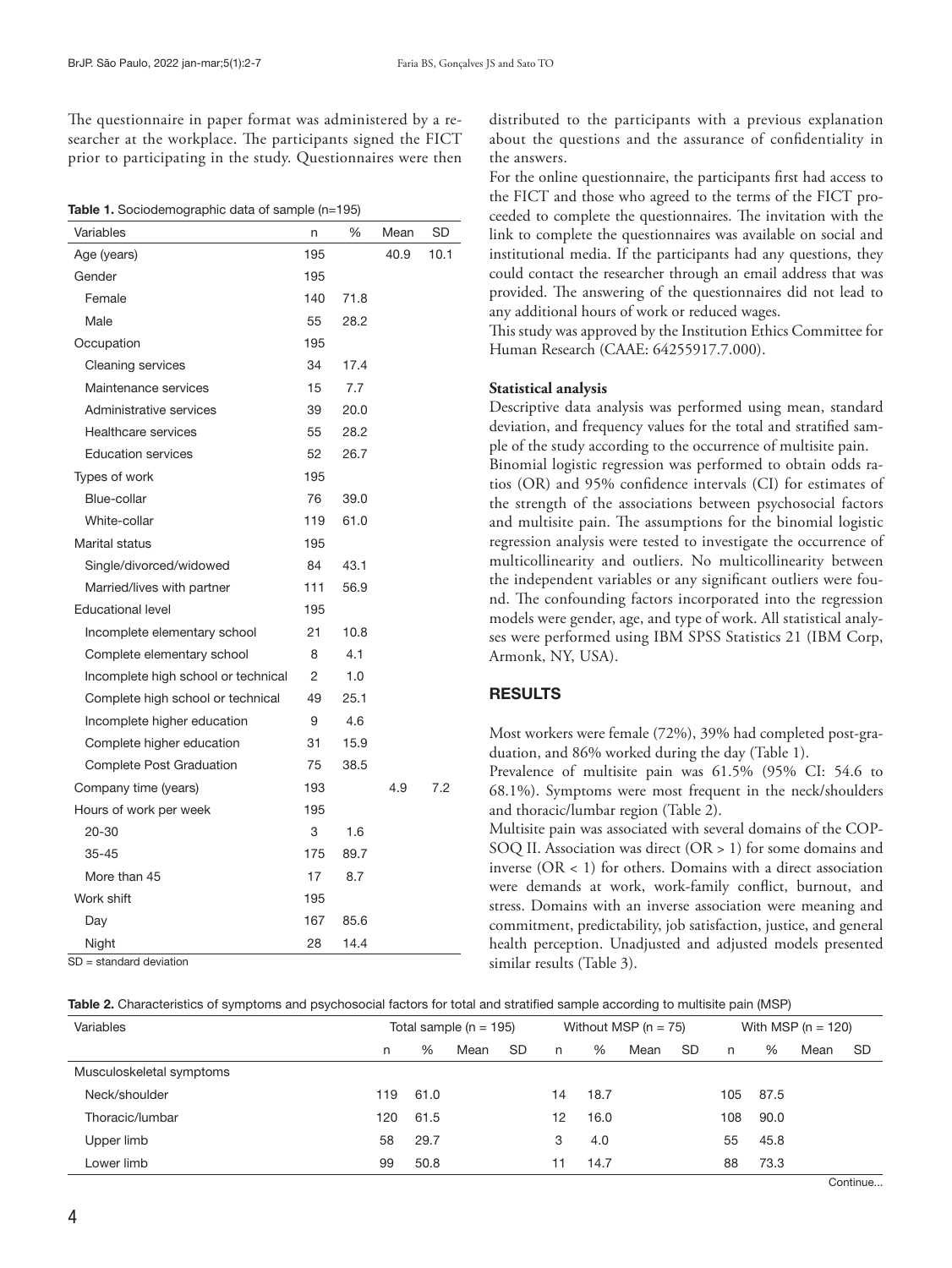The questionnaire in paper format was administered by a researcher at the workplace. The participants signed the FICT prior to participating in the study. Questionnaires were then distributed to the participants with a previous explanation about the questions and the assurance of confidentiality in the answers.

**Table 1.** Sociodemographic data of sample (n=195)

| Variables | n | % | Mean | SD |
|---|---|---|---|---|
| Age (years) | 195 | | 40.9 | 10.1 |
| Gender | 195 | | | |
| Female | 140 | 71.8 | | |
| Male | 55 | 28.2 | | |
| Occupation | 195 | | | |
| Cleaning services | 34 | 17.4 | | |
| Maintenance services | 15 | 7.7 | | |
| Administrative services | 39 | 20.0 | | |
| Healthcare services | 55 | 28.2 | | |
| Education services | 52 | 26.7 | | |
| Types of work | 195 | | | |
| Blue-collar | 76 | 39.0 | | |
| White-collar | 119 | 61.0 | | |
| Marital status | 195 | | | |
| Single/divorced/widowed | 84 | 43.1 | | |
| Married/lives with partner | 111 | 56.9 | | |
| Educational level | 195 | | | |
| Incomplete elementary school | 21 | 10.8 | | |
| Complete elementary school | 8 | 4.1 | | |
| Incomplete high school or technical | 2 | 1.0 | | |
| Complete high school or technical | 49 | 25.1 | | |
| Incomplete higher education | 9 | 4.6 | | |
| Complete higher education | 31 | 15.9 | | |
| Complete Post Graduation | 75 | 38.5 | | |
| Company time (years) | 193 | | 4.9 | 7.2 |
| Hours of work per week | 195 | | | |
| 20-30 | 3 | 1.6 | | |
| 35-45 | 175 | 89.7 | | |
| More than 45 | 17 | 8.7 | | |
| Work shift | 195 | | | |
| Day | 167 | 85.6 | | |
| Night | 28 | 14.4 | | |

SD = standard deviation

For the online questionnaire, the participants first had access to the FICT and those who agreed to the terms of the FICT proceeded to complete the questionnaires. The invitation with the link to complete the questionnaires was available on social and institutional media. If the participants had any questions, they could contact the researcher through an email address that was provided. The answering of the questionnaires did not lead to any additional hours of work or reduced wages.

This study was approved by the Institution Ethics Committee for Human Research (CAAE: 64255917.7.000).

**Statistical analysis**

Descriptive data analysis was performed using mean, standard deviation, and frequency values for the total and stratified sample of the study according to the occurrence of multisite pain.

Binomial logistic regression was performed to obtain odds ratios (OR) and 95% confidence intervals (CI) for estimates of the strength of the associations between psychosocial factors and multisite pain. The assumptions for the binomial logistic regression analysis were tested to investigate the occurrence of multicollinearity and outliers. No multicollinearity between the independent variables or any significant outliers were found. The confounding factors incorporated into the regression models were gender, age, and type of work. All statistical analyses were performed using IBM SPSS Statistics 21 (IBM Corp, Armonk, NY, USA).

## RESULTS

Most workers were female (72%), 39% had completed post-graduation, and 86% worked during the day (Table 1).

Prevalence of multisite pain was 61.5% (95% CI: 54.6 to 68.1%). Symptoms were most frequent in the neck/shoulders and thoracic/lumbar region (Table 2).

Multisite pain was associated with several domains of the COPSOQ II. Association was direct (OR > 1) for some domains and inverse (OR < 1) for others. Domains with a direct association were demands at work, work-family conflict, burnout, and stress. Domains with an inverse association were meaning and commitment, predictability, job satisfaction, justice, and general health perception. Unadjusted and adjusted models presented similar results (Table 3).

**Table 2.** Characteristics of symptoms and psychosocial factors for total and stratified sample according to multisite pain (MSP)

| Variables | Total sample (n = 195) | | | | Without MSP (n = 75) | | | | With MSP (n = 120) | | | |
|---|---|---|---|---|---|---|---|---|---|---|---|---|
| | n | % | Mean | SD | n | % | Mean | SD | n | % | Mean | SD |
| Musculoskeletal symptoms | | | | | | | | | | | | |
| Neck/shoulder | 119 | 61.0 | | | 14 | 18.7 | | | 105 | 87.5 | | |
| Thoracic/lumbar | 120 | 61.5 | | | 12 | 16.0 | | | 108 | 90.0 | | |
| Upper limb | 58 | 29.7 | | | 3 | 4.0 | | | 55 | 45.8 | | |
| Lower limb | 99 | 50.8 | | | 11 | 14.7 | | | 88 | 73.3 | | |

Continue...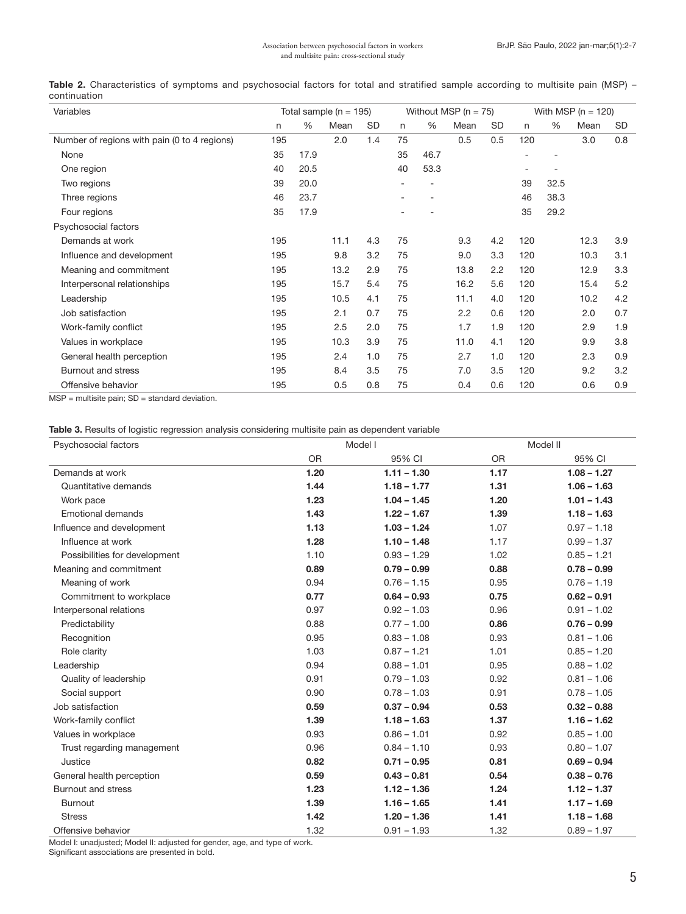**Table 2.** Characteristics of symptoms and psychosocial factors for total and stratified sample according to multisite pain (MSP) – continuation

| Variables | Total sample (n = 195) | | | | Without MSP (n = 75) | | | | With MSP (n = 120) | | | |
|---|---|---|---|---|---|---|---|---|---|---|---|---|
| | n | % | Mean | SD | n | % | Mean | SD | n | % | Mean | SD |
| Number of regions with pain (0 to 4 regions) | 195 | | 2.0 | 1.4 | 75 | | 0.5 | 0.5 | 120 | | 3.0 | 0.8 |
| None | 35 | 17.9 | | | 35 | 46.7 | | | - | - | | |
| One region | 40 | 20.5 | | | 40 | 53.3 | | | - | - | | |
| Two regions | 39 | 20.0 | | | - | - | | | 39 | 32.5 | | |
| Three regions | 46 | 23.7 | | | - | - | | | 46 | 38.3 | | |
| Four regions | 35 | 17.9 | | | - | - | | | 35 | 29.2 | | |
| Psychosocial factors | | | | | | | | | | | | |
| Demands at work | 195 | | 11.1 | 4.3 | 75 | | 9.3 | 4.2 | 120 | | 12.3 | 3.9 |
| Influence and development | 195 | | 9.8 | 3.2 | 75 | | 9.0 | 3.3 | 120 | | 10.3 | 3.1 |
| Meaning and commitment | 195 | | 13.2 | 2.9 | 75 | | 13.8 | 2.2 | 120 | | 12.9 | 3.3 |
| Interpersonal relationships | 195 | | 15.7 | 5.4 | 75 | | 16.2 | 5.6 | 120 | | 15.4 | 5.2 |
| Leadership | 195 | | 10.5 | 4.1 | 75 | | 11.1 | 4.0 | 120 | | 10.2 | 4.2 |
| Job satisfaction | 195 | | 2.1 | 0.7 | 75 | | 2.2 | 0.6 | 120 | | 2.0 | 0.7 |
| Work-family conflict | 195 | | 2.5 | 2.0 | 75 | | 1.7 | 1.9 | 120 | | 2.9 | 1.9 |
| Values in workplace | 195 | | 10.3 | 3.9 | 75 | | 11.0 | 4.1 | 120 | | 9.9 | 3.8 |
| General health perception | 195 | | 2.4 | 1.0 | 75 | | 2.7 | 1.0 | 120 | | 2.3 | 0.9 |
| Burnout and stress | 195 | | 8.4 | 3.5 | 75 | | 7.0 | 3.5 | 120 | | 9.2 | 3.2 |
| Offensive behavior | 195 | | 0.5 | 0.8 | 75 | | 0.4 | 0.6 | 120 | | 0.6 | 0.9 |

MSP = multisite pain; SD = standard deviation.

**Table 3.** Results of logistic regression analysis considering multisite pain as dependent variable

| Psychosocial factors | Model I | | Model II | |
|---|---|---|---|---|
| | OR | 95% CI | OR | 95% CI |
| Demands at work | **1.20** | **1.11 – 1.30** | **1.17** | **1.08 – 1.27** |
| Quantitative demands | **1.44** | **1.18 – 1.77** | **1.31** | **1.06 – 1.63** |
| Work pace | **1.23** | **1.04 – 1.45** | **1.20** | **1.01 – 1.43** |
| Emotional demands | **1.43** | **1.22 – 1.67** | **1.39** | **1.18 – 1.63** |
| Influence and development | **1.13** | **1.03 – 1.24** | 1.07 | 0.97 – 1.18 |
| Influence at work | **1.28** | **1.10 – 1.48** | 1.17 | 0.99 – 1.37 |
| Possibilities for development | 1.10 | 0.93 – 1.29 | 1.02 | 0.85 – 1.21 |
| Meaning and commitment | **0.89** | **0.79 – 0.99** | **0.88** | **0.78 – 0.99** |
| Meaning of work | 0.94 | 0.76 – 1.15 | 0.95 | 0.76 – 1.19 |
| Commitment to workplace | **0.77** | **0.64 – 0.93** | **0.75** | **0.62 – 0.91** |
| Interpersonal relations | 0.97 | 0.92 – 1.03 | 0.96 | 0.91 – 1.02 |
| Predictability | 0.88 | 0.77 – 1.00 | **0.86** | **0.76 – 0.99** |
| Recognition | 0.95 | 0.83 – 1.08 | 0.93 | 0.81 – 1.06 |
| Role clarity | 1.03 | 0.87 – 1.21 | 1.01 | 0.85 – 1.20 |
| Leadership | 0.94 | 0.88 – 1.01 | 0.95 | 0.88 – 1.02 |
| Quality of leadership | 0.91 | 0.79 – 1.03 | 0.92 | 0.81 – 1.06 |
| Social support | 0.90 | 0.78 – 1.03 | 0.91 | 0.78 – 1.05 |
| Job satisfaction | **0.59** | **0.37 – 0.94** | **0.53** | **0.32 – 0.88** |
| Work-family conflict | **1.39** | **1.18 – 1.63** | **1.37** | **1.16 – 1.62** |
| Values in workplace | 0.93 | 0.86 – 1.01 | 0.92 | 0.85 – 1.00 |
| Trust regarding management | 0.96 | 0.84 – 1.10 | 0.93 | 0.80 – 1.07 |
| Justice | **0.82** | **0.71 – 0.95** | **0.81** | **0.69 – 0.94** |
| General health perception | **0.59** | **0.43 – 0.81** | **0.54** | **0.38 – 0.76** |
| Burnout and stress | **1.23** | **1.12 – 1.36** | **1.24** | **1.12 – 1.37** |
| Burnout | **1.39** | **1.16 – 1.65** | **1.41** | **1.17 – 1.69** |
| Stress | **1.42** | **1.20 – 1.36** | **1.41** | **1.18 – 1.68** |
| Offensive behavior | 1.32 | 0.91 – 1.93 | 1.32 | 0.89 – 1.97 |

Model I: unadjusted; Model II: adjusted for gender, age, and type of work.
Significant associations are presented in bold.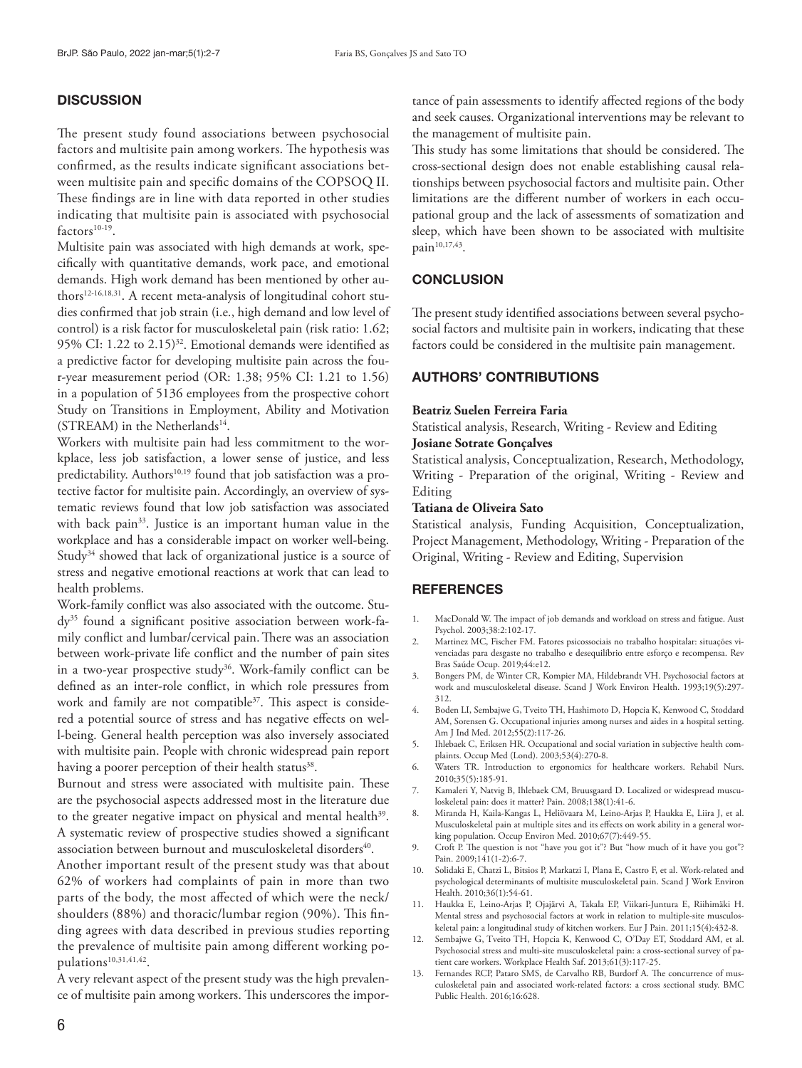## DISCUSSION

The present study found associations between psychosocial factors and multisite pain among workers. The hypothesis was confirmed, as the results indicate significant associations between multisite pain and specific domains of the COPSOQ II. These findings are in line with data reported in other studies indicating that multisite pain is associated with psychosocial factors[10-19].

Multisite pain was associated with high demands at work, specifically with quantitative demands, work pace, and emotional demands. High work demand has been mentioned by other authors[12-16,18,31]. A recent meta-analysis of longitudinal cohort studies confirmed that job strain (i.e., high demand and low level of control) is a risk factor for musculoskeletal pain (risk ratio: 1.62; 95% CI: 1.22 to 2.15)[32]. Emotional demands were identified as a predictive factor for developing multisite pain across the four-year measurement period (OR: 1.38; 95% CI: 1.21 to 1.56) in a population of 5136 employees from the prospective cohort Study on Transitions in Employment, Ability and Motivation (STREAM) in the Netherlands[14].

Workers with multisite pain had less commitment to the workplace, less job satisfaction, a lower sense of justice, and less predictability. Authors[10,19] found that job satisfaction was a protective factor for multisite pain. Accordingly, an overview of systematic reviews found that low job satisfaction was associated with back pain[33]. Justice is an important human value in the workplace and has a considerable impact on worker well-being. Study[34] showed that lack of organizational justice is a source of stress and negative emotional reactions at work that can lead to health problems.

Work-family conflict was also associated with the outcome. Study[35] found a significant positive association between work-family conflict and lumbar/cervical pain. There was an association between work-private life conflict and the number of pain sites in a two-year prospective study[36]. Work-family conflict can be defined as an inter-role conflict, in which role pressures from work and family are not compatible[37]. This aspect is considered a potential source of stress and has negative effects on well-being. General health perception was also inversely associated with multisite pain. People with chronic widespread pain report having a poorer perception of their health status[38].

Burnout and stress were associated with multisite pain. These are the psychosocial aspects addressed most in the literature due to the greater negative impact on physical and mental health[39]. A systematic review of prospective studies showed a significant association between burnout and musculoskeletal disorders[40].

Another important result of the present study was that about 62% of workers had complaints of pain in more than two parts of the body, the most affected of which were the neck/shoulders (88%) and thoracic/lumbar region (90%). This finding agrees with data described in previous studies reporting the prevalence of multisite pain among different working populations[10,31,41,42].

A very relevant aspect of the present study was the high prevalence of multisite pain among workers. This underscores the importance of pain assessments to identify affected regions of the body and seek causes. Organizational interventions may be relevant to the management of multisite pain.

This study has some limitations that should be considered. The cross-sectional design does not enable establishing causal relationships between psychosocial factors and multisite pain. Other limitations are the different number of workers in each occupational group and the lack of assessments of somatization and sleep, which have been shown to be associated with multisite pain[10,17,43].

## CONCLUSION

The present study identified associations between several psychosocial factors and multisite pain in workers, indicating that these factors could be considered in the multisite pain management.

## AUTHORS' CONTRIBUTIONS

**Beatriz Suelen Ferreira Faria**

Statistical analysis, Research, Writing - Review and Editing

**Josiane Sotrate Gonçalves**

Statistical analysis, Conceptualization, Research, Methodology, Writing - Preparation of the original, Writing - Review and Editing

**Tatiana de Oliveira Sato**

Statistical analysis, Funding Acquisition, Conceptualization, Project Management, Methodology, Writing - Preparation of the Original, Writing - Review and Editing, Supervision

## REFERENCES

1. MacDonald W. The impact of job demands and workload on stress and fatigue. Aust Psychol. 2003;38:2:102-17.
2. Martinez MC, Fischer FM. Fatores psicossociais no trabalho hospitalar: situações vivenciadas para desgaste no trabalho e desequilíbrio entre esforço e recompensa. Rev Bras Saúde Ocup. 2019;44:e12.
3. Bongers PM, de Winter CR, Kompier MA, Hildebrandt VH. Psychosocial factors at work and musculoskeletal disease. Scand J Work Environ Health. 1993;19(5):297-312.
4. Boden LI, Sembajwe G, Tveito TH, Hashimoto D, Hopcia K, Kenwood C, Stoddard AM, Sorensen G. Occupational injuries among nurses and aides in a hospital setting. Am J Ind Med. 2012;55(2):117-26.
5. Ihlebaek C, Eriksen HR. Occupational and social variation in subjective health complaints. Occup Med (Lond). 2003;53(4):270-8.
6. Waters TR. Introduction to ergonomics for healthcare workers. Rehabil Nurs. 2010;35(5):185-91.
7. Kamaleri Y, Natvig B, Ihlebaek CM, Bruusgaard D. Localized or widespread musculoskeletal pain: does it matter? Pain. 2008;138(1):41-6.
8. Miranda H, Kaila-Kangas L, Heliövaara M, Leino-Arjas P, Haukka E, Liira J, et al. Musculoskeletal pain at multiple sites and its effects on work ability in a general working population. Occup Environ Med. 2010;67(7):449-55.
9. Croft P. The question is not "have you got it"? But "how much of it have you got"? Pain. 2009;141(1-2):6-7.
10. Solidaki E, Chatzi L, Bitsios P, Markatzi I, Plana E, Castro F, et al. Work-related and psychological determinants of multisite musculoskeletal pain. Scand J Work Environ Health. 2010;36(1):54-61.
11. Haukka E, Leino-Arjas P, Ojajärvi A, Takala EP, Viikari-Juntura E, Riihimäki H. Mental stress and psychosocial factors at work in relation to multiple-site musculoskeletal pain: a longitudinal study of kitchen workers. Eur J Pain. 2011;15(4):432-8.
12. Sembajwe G, Tveito TH, Hopcia K, Kenwood C, O'Day ET, Stoddard AM, et al. Psychosocial stress and multi-site musculoskeletal pain: a cross-sectional survey of patient care workers. Workplace Health Saf. 2013;61(3):117-25.
13. Fernandes RCP, Pataro SMS, de Carvalho RB, Burdorf A. The concurrence of musculoskeletal pain and associated work-related factors: a cross sectional study. BMC Public Health. 2016;16:628.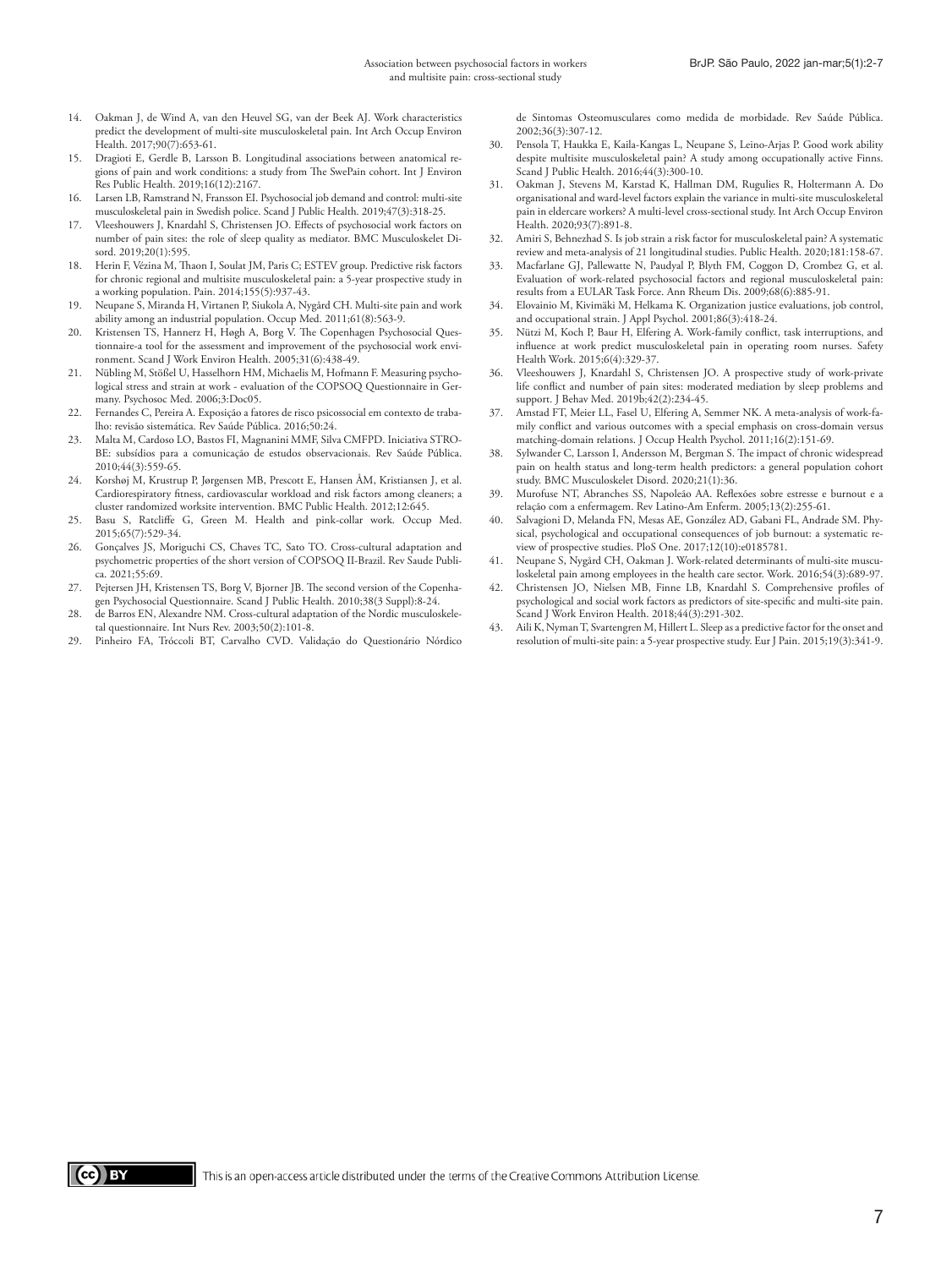14. Oakman J, de Wind A, van den Heuvel SG, van der Beek AJ. Work characteristics predict the development of multi-site musculoskeletal pain. Int Arch Occup Environ Health. 2017;90(7):653-61.
15. Dragioti E, Gerdle B, Larsson B. Longitudinal associations between anatomical regions of pain and work conditions: a study from The SwePain cohort. Int J Environ Res Public Health. 2019;16(12):2167.
16. Larsen LB, Ramstrand N, Fransson EI. Psychosocial job demand and control: multi-site musculoskeletal pain in Swedish police. Scand J Public Health. 2019;47(3):318-25.
17. Vleeshouwers J, Knardahl S, Christensen JO. Effects of psychosocial work factors on number of pain sites: the role of sleep quality as mediator. BMC Musculoskelet Disord. 2019;20(1):595.
18. Herin F, Vézina M, Thaon I, Soulat JM, Paris C; ESTEV group. Predictive risk factors for chronic regional and multisite musculoskeletal pain: a 5-year prospective study in a working population. Pain. 2014;155(5):937-43.
19. Neupane S, Miranda H, Virtanen P, Siukola A, Nygård CH. Multi-site pain and work ability among an industrial population. Occup Med. 2011;61(8):563-9.
20. Kristensen TS, Hannerz H, Høgh A, Borg V. The Copenhagen Psychosocial Questionnaire-a tool for the assessment and improvement of the psychosocial work environment. Scand J Work Environ Health. 2005;31(6):438-49.
21. Nübling M, Stößel U, Hasselhorn HM, Michaelis M, Hofmann F. Measuring psychological stress and strain at work - evaluation of the COPSOQ Questionnaire in Germany. Psychosoc Med. 2006;3:Doc05.
22. Fernandes C, Pereira A. Exposição a fatores de risco psicossocial em contexto de trabalho: revisão sistemática. Rev Saúde Pública. 2016;50:24.
23. Malta M, Cardoso LO, Bastos FI, Magnanini MMF, Silva CMFPD. Iniciativa STROBE: subsídios para a comunicação de estudos observacionais. Rev Saúde Pública. 2010;44(3):559-65.
24. Korshøj M, Krustrup P, Jørgensen MB, Prescott E, Hansen ÅM, Kristiansen J, et al. Cardiorespiratory fitness, cardiovascular workload and risk factors among cleaners; a cluster randomized worksite intervention. BMC Public Health. 2012;12:645.
25. Basu S, Ratcliffe G, Green M. Health and pink-collar work. Occup Med. 2015;65(7):529-34.
26. Gonçalves JS, Moriguchi CS, Chaves TC, Sato TO. Cross-cultural adaptation and psychometric properties of the short version of COPSOQ II-Brazil. Rev Saude Publica. 2021;55:69.
27. Pejtersen JH, Kristensen TS, Borg V, Bjorner JB. The second version of the Copenhagen Psychosocial Questionnaire. Scand J Public Health. 2010;38(3 Suppl):8-24.
28. de Barros EN, Alexandre NM. Cross-cultural adaptation of the Nordic musculoskeletal questionnaire. Int Nurs Rev. 2003;50(2):101-8.
29. Pinheiro FA, Tróccoli BT, Carvalho CVD. Validação do Questionário Nórdico de Sintomas Osteomusculares como medida de morbidade. Rev Saúde Pública. 2002;36(3):307-12.
30. Pensola T, Haukka E, Kaila-Kangas L, Neupane S, Leino-Arjas P. Good work ability despite multisite musculoskeletal pain? A study among occupationally active Finns. Scand J Public Health. 2016;44(3):300-10.
31. Oakman J, Stevens M, Karstad K, Hallman DM, Rugulies R, Holtermann A. Do organisational and ward-level factors explain the variance in multi-site musculoskeletal pain in eldercare workers? A multi-level cross-sectional study. Int Arch Occup Environ Health. 2020;93(7):891-8.
32. Amiri S, Behnezhad S. Is job strain a risk factor for musculoskeletal pain? A systematic review and meta-analysis of 21 longitudinal studies. Public Health. 2020;181:158-67.
33. Macfarlane GJ, Pallewatte N, Paudyal P, Blyth FM, Coggon D, Crombez G, et al. Evaluation of work-related psychosocial factors and regional musculoskeletal pain: results from a EULAR Task Force. Ann Rheum Dis. 2009;68(6):885-91.
34. Elovainio M, Kivimäki M, Helkama K. Organization justice evaluations, job control, and occupational strain. J Appl Psychol. 2001;86(3):418-24.
35. Nützi M, Koch P, Baur H, Elfering A. Work-family conflict, task interruptions, and influence at work predict musculoskeletal pain in operating room nurses. Safety Health Work. 2015;6(4):329-37.
36. Vleeshouwers J, Knardahl S, Christensen JO. A prospective study of work-private life conflict and number of pain sites: moderated mediation by sleep problems and support. J Behav Med. 2019b;42(2):234-45.
37. Amstad FT, Meier LL, Fasel U, Elfering A, Semmer NK. A meta-analysis of work-family conflict and various outcomes with a special emphasis on cross-domain versus matching-domain relations. J Occup Health Psychol. 2011;16(2):151-69.
38. Sylwander C, Larsson I, Andersson M, Bergman S. The impact of chronic widespread pain on health status and long-term health predictors: a general population cohort study. BMC Musculoskelet Disord. 2020;21(1):36.
39. Murofuse NT, Abranches SS, Napoleão AA. Reflexões sobre estresse e burnout e a relação com a enfermagem. Rev Latino-Am Enferm. 2005;13(2):255-61.
40. Salvagioni D, Melanda FN, Mesas AE, González AD, Gabani FL, Andrade SM. Physical, psychological and occupational consequences of job burnout: a systematic review of prospective studies. PloS One. 2017;12(10):e0185781.
41. Neupane S, Nygård CH, Oakman J. Work-related determinants of multi-site musculoskeletal pain among employees in the health care sector. Work. 2016;54(3):689-97.
42. Christensen JO, Nielsen MB, Finne LB, Knardahl S. Comprehensive profiles of psychological and social work factors as predictors of site-specific and multi-site pain. Scand J Work Environ Health. 2018;44(3):291-302.
43. Aili K, Nyman T, Svartengren M, Hillert L. Sleep as a predictive factor for the onset and resolution of multi-site pain: a 5-year prospective study. Eur J Pain. 2015;19(3):341-9.

This is an open-access article distributed under the terms of the Creative Commons Attribution License.